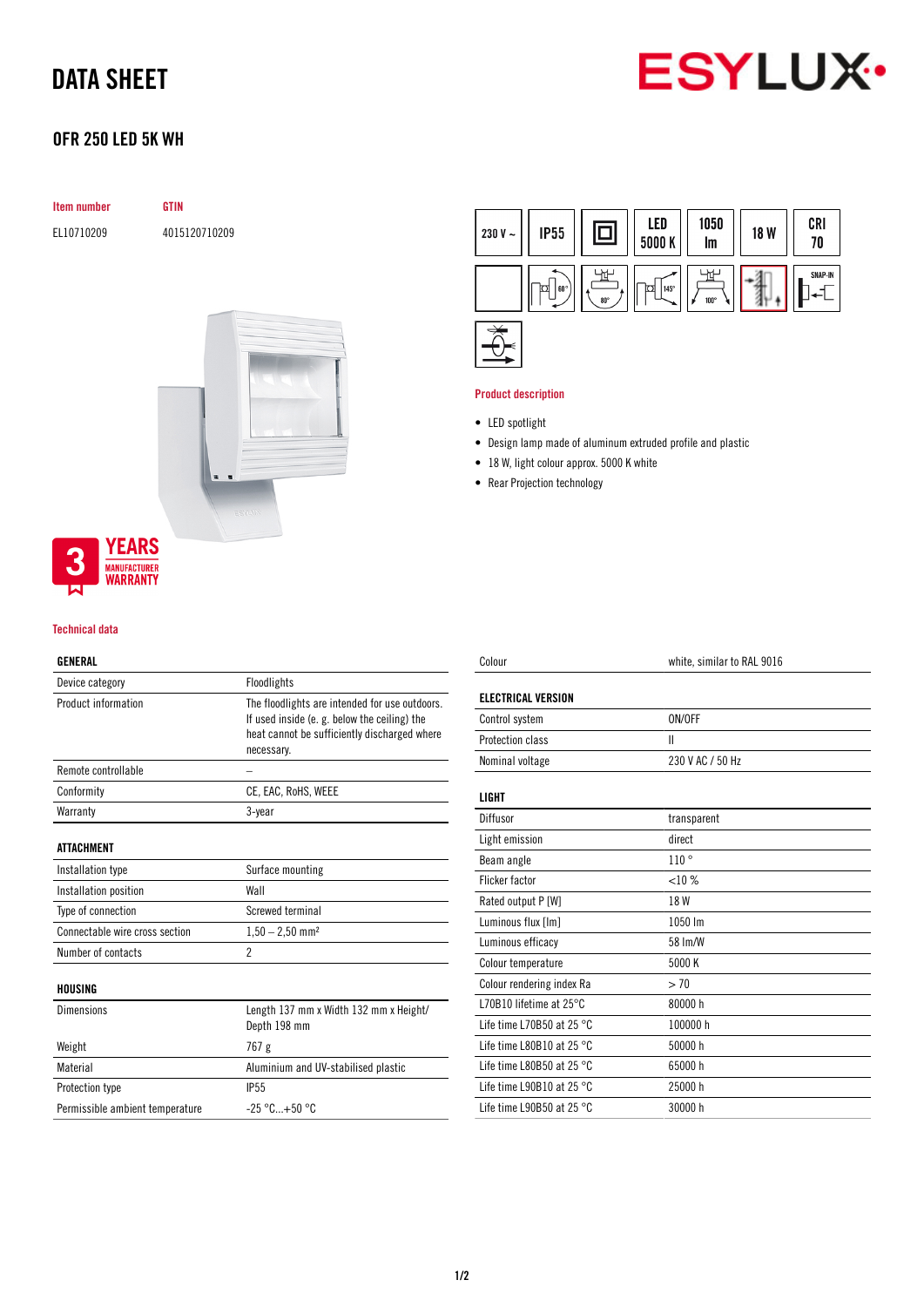# DATA SHEET

ESYLUX

## OFR 250 LED 5K WH

| Item number | GTIN |
|---|---|
| EL10710209 | 4015120710209 |

230 V ~ | IP55 | LED 5000 K | 1050 lm | 18 W | CRI 70

3 YEARS MANUFACTURER WARRANTY

### Product description

- LED spotlight
- Design lamp made of aluminum extruded profile and plastic
- 18 W, light colour approx. 5000 K white
- Rear Projection technology

### Technical data

| GENERAL | |
|---|---|
| Device category | Floodlights |
| Product information | The floodlights are intended for use outdoors. If used inside (e. g. below the ceiling) the heat cannot be sufficiently discharged where necessary. |
| Remote controllable | – |
| Conformity | CE, EAC, RoHS, WEEE |
| Warranty | 3-year |

| ATTACHMENT | |
|---|---|
| Installation type | Surface mounting |
| Installation position | Wall |
| Type of connection | Screwed terminal |
| Connectable wire cross section | 1,50 – 2,50 mm² |
| Number of contacts | 2 |

| HOUSING | |
|---|---|
| Dimensions | Length 137 mm x Width 132 mm x Height/ Depth 198 mm |
| Weight | 767 g |
| Material | Aluminium and UV-stabilised plastic |
| Protection type | IP55 |
| Permissible ambient temperature | -25 °C...+50 °C |
| Colour | white, similar to RAL 9016 |

| ELECTRICAL VERSION | |
|---|---|
| Control system | ON/OFF |
| Protection class | II |
| Nominal voltage | 230 V AC / 50 Hz |

| LIGHT | |
|---|---|
| Diffusor | transparent |
| Light emission | direct |
| Beam angle | 110 ° |
| Flicker factor | <10 % |
| Rated output P [W] | 18 W |
| Luminous flux [lm] | 1050 lm |
| Luminous efficacy | 58 lm/W |
| Colour temperature | 5000 K |
| Colour rendering index Ra | > 70 |
| L70B10 lifetime at 25°C | 80000 h |
| Life time L70B50 at 25 °C | 100000 h |
| Life time L80B10 at 25 °C | 50000 h |
| Life time L80B50 at 25 °C | 65000 h |
| Life time L90B10 at 25 °C | 25000 h |
| Life time L90B50 at 25 °C | 30000 h |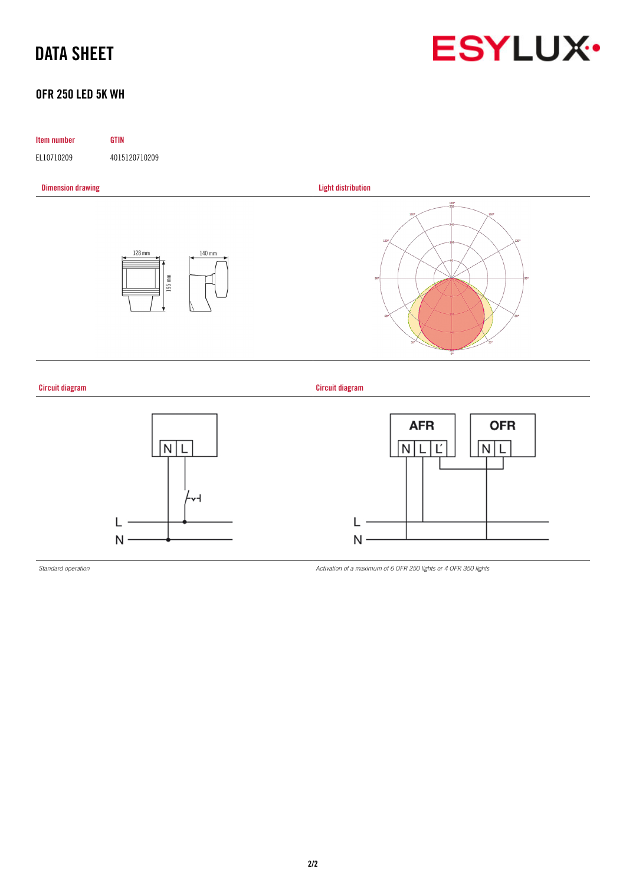# DATA SHEET

## OFR 250 LED 5K WH

| Item number | GTIN |
| --- | --- |
| EL10710209 | 4015120710209 |

### Dimension drawing

128 mm

140 mm

195 mm

### Light distribution

### Circuit diagram

N L

L

N

*Standard operation*

### Circuit diagram

AFR

N L L'

OFR

N L

L

N

*Activation of a maximum of 6 OFR 250 lights or 4 OFR 350 lights*